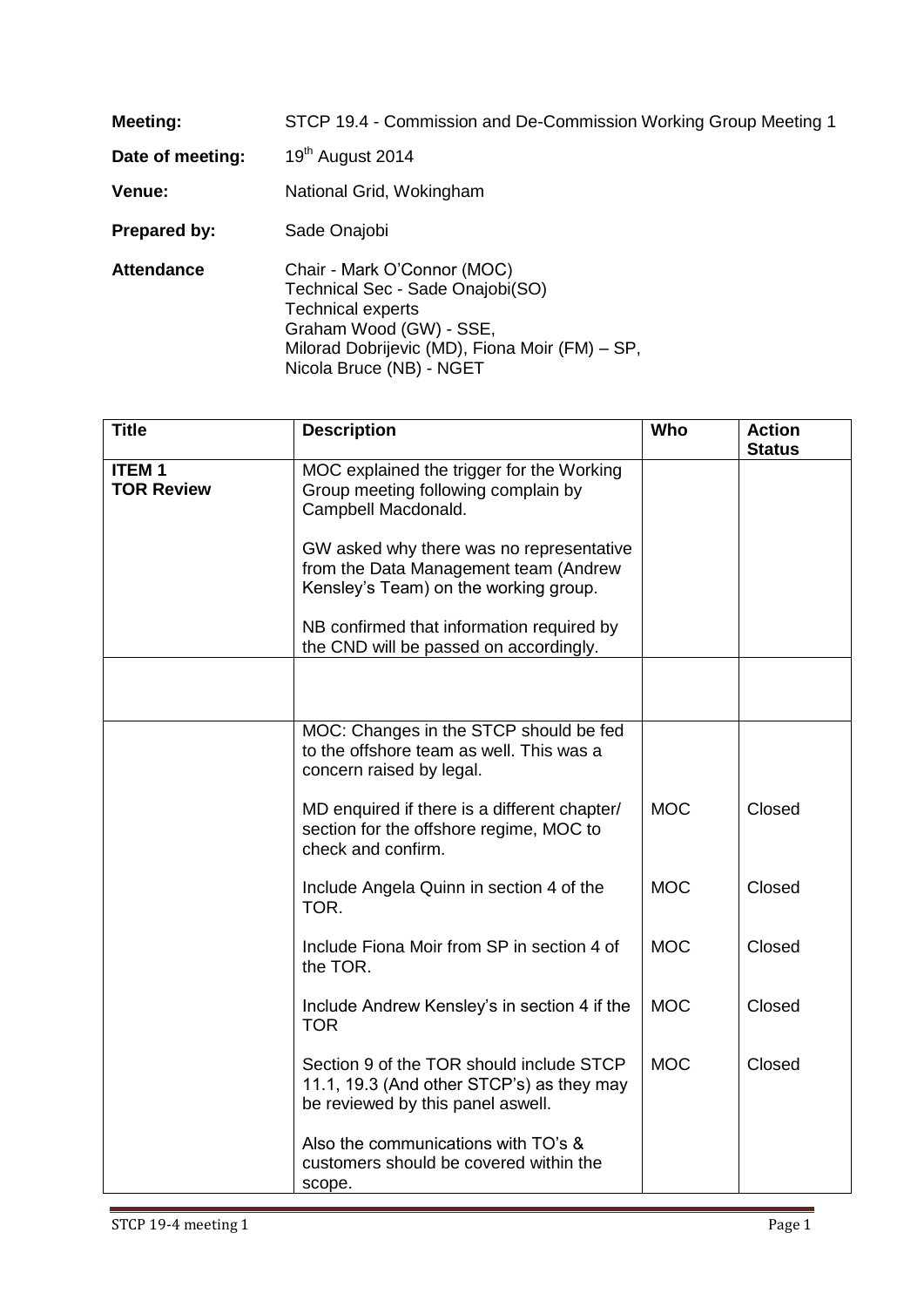**Meeting:** STCP 19.4 - Commission and De-Commission Working Group Meeting 1

**Date of meeting:** 19th August 2014

**Venue:** National Grid, Wokingham

**Prepared by:** Sade Onajobi

**Attendance**
Chair - Mark O'Connor (MOC)
Technical Sec - Sade Onajobi(SO)
Technical experts
Graham Wood (GW) - SSE,
Milorad Dobrijevic (MD), Fiona Moir (FM) – SP,
Nicola Bruce (NB) - NGET

| Title | Description | Who | Action Status |
|---|---|---|---|
| **ITEM 1 TOR Review** | MOC explained the trigger for the Working Group meeting following complain by Campbell Macdonald.<br><br>GW asked why there was no representative from the Data Management team (Andrew Kensley's Team) on the working group.<br><br>NB confirmed that information required by the CND will be passed on accordingly. | | |
| | | | |
| | MOC: Changes in the STCP should be fed to the offshore team as well. This was a concern raised by legal. | | |
| | MD enquired if there is a different chapter/ section for the offshore regime, MOC to check and confirm. | MOC | Closed |
| | Include Angela Quinn in section 4 of the TOR. | MOC | Closed |
| | Include Fiona Moir from SP in section 4 of the TOR. | MOC | Closed |
| | Include Andrew Kensley's in section 4 if the TOR | MOC | Closed |
| | Section 9 of the TOR should include STCP 11.1, 19.3 (And other STCP's) as they may be reviewed by this panel aswell. | MOC | Closed |
| | Also the communications with TO's & customers should be covered within the scope. | | |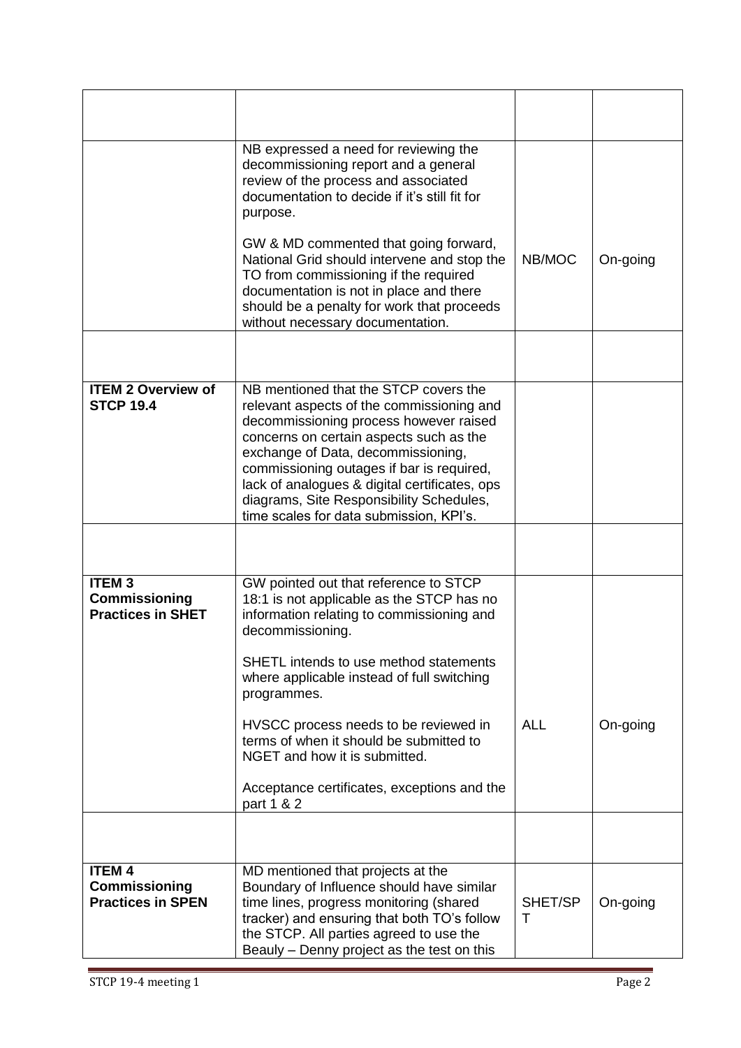| | | | |
|---|---|---|---|
| | NB expressed a need for reviewing the decommissioning report and a general review of the process and associated documentation to decide if it's still fit for purpose.<br><br>GW & MD commented that going forward, National Grid should intervene and stop the TO from commissioning if the required documentation is not in place and there should be a penalty for work that proceeds without necessary documentation. | NB/MOC | On-going |
| | | | |
| **ITEM 2 Overview of STCP 19.4** | NB mentioned that the STCP covers the relevant aspects of the commissioning and decommissioning process however raised concerns on certain aspects such as the exchange of Data, decommissioning, commissioning outages if bar is required, lack of analogues & digital certificates, ops diagrams, Site Responsibility Schedules, time scales for data submission, KPI's. | | |
| | | | |
| **ITEM 3 Commissioning Practices in SHET** | GW pointed out that reference to STCP 18:1 is not applicable as the STCP has no information relating to commissioning and decommissioning.<br><br>SHETL intends to use method statements where applicable instead of full switching programmes.<br><br>HVSCC process needs to be reviewed in terms of when it should be submitted to NGET and how it is submitted.<br><br>Acceptance certificates, exceptions and the part 1 & 2 | ALL | On-going |
| | | | |
| **ITEM 4 Commissioning Practices in SPEN** | MD mentioned that projects at the Boundary of Influence should have similar time lines, progress monitoring (shared tracker) and ensuring that both TO's follow the STCP. All parties agreed to use the Beauly – Denny project as the test on this | SHET/SPT | On-going |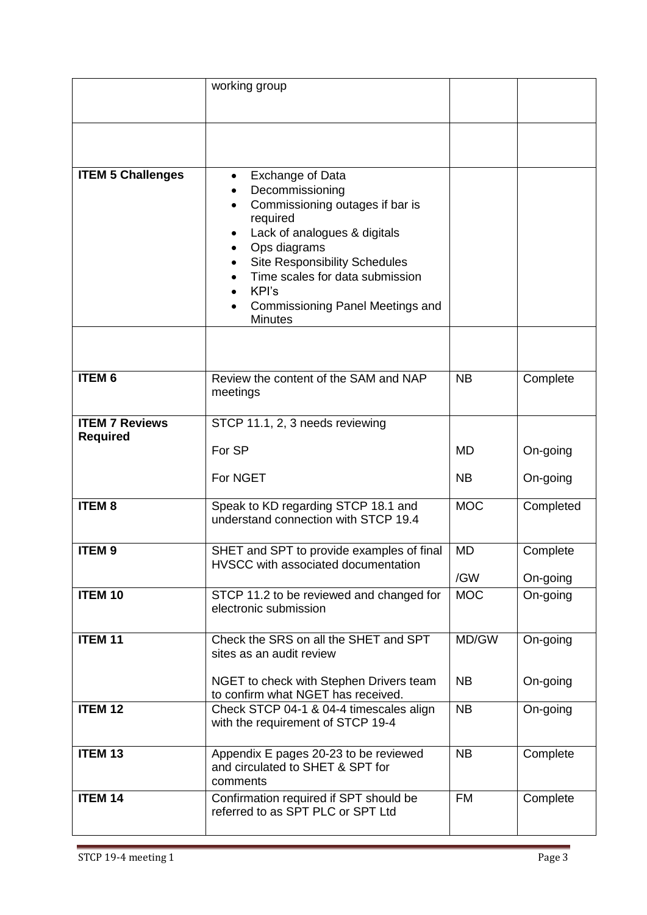| | | | |
|---|---|---|---|
| | working group | | |
| | | | |
| **ITEM 5 Challenges** | • Exchange of Data<br>• Decommissioning<br>• Commissioning outages if bar is required<br>• Lack of analogues & digitals<br>• Ops diagrams<br>• Site Responsibility Schedules<br>• Time scales for data submission<br>• KPI's<br>• Commissioning Panel Meetings and Minutes | | |
| | | | |
| **ITEM 6** | Review the content of the SAM and NAP meetings | NB | Complete |
| **ITEM 7 Reviews Required** | STCP 11.1, 2, 3 needs reviewing<br><br>For SP<br><br>For NGET | <br><br>MD<br><br>NB | <br><br>On-going<br><br>On-going |
| **ITEM 8** | Speak to KD regarding STCP 18.1 and understand connection with STCP 19.4 | MOC | Completed |
| **ITEM 9** | SHET and SPT to provide examples of final HVSCC with associated documentation | MD<br><br>/GW | Complete<br><br>On-going |
| **ITEM 10** | STCP 11.2 to be reviewed and changed for electronic submission | MOC | On-going |
| **ITEM 11** | Check the SRS on all the SHET and SPT sites as an audit review<br><br>NGET to check with Stephen Drivers team to confirm what NGET has received. | MD/GW<br><br><br>NB | On-going<br><br><br>On-going |
| **ITEM 12** | Check STCP 04-1 & 04-4 timescales align with the requirement of STCP 19-4 | NB | On-going |
| **ITEM 13** | Appendix E pages 20-23 to be reviewed and circulated to SHET & SPT for comments | NB | Complete |
| **ITEM 14** | Confirmation required if SPT should be referred to as SPT PLC or SPT Ltd | FM | Complete |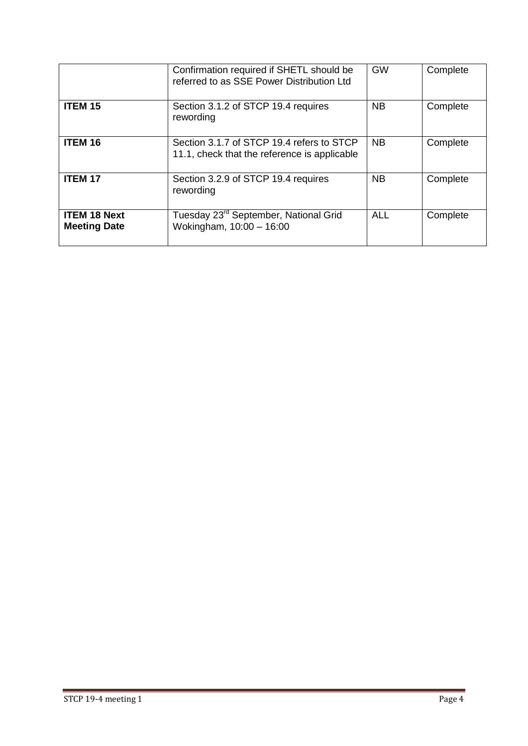| | | | |
|---|---|---|---|
| | Confirmation required if SHETL should be referred to as SSE Power Distribution Ltd | GW | Complete |
| **ITEM 15** | Section 3.1.2 of STCP 19.4 requires rewording | NB | Complete |
| **ITEM 16** | Section 3.1.7 of STCP 19.4 refers to STCP 11.1, check that the reference is applicable | NB | Complete |
| **ITEM 17** | Section 3.2.9 of STCP 19.4 requires rewording | NB | Complete |
| **ITEM 18 Next Meeting Date** | Tuesday 23rd September, National Grid Wokingham, 10:00 – 16:00 | ALL | Complete |